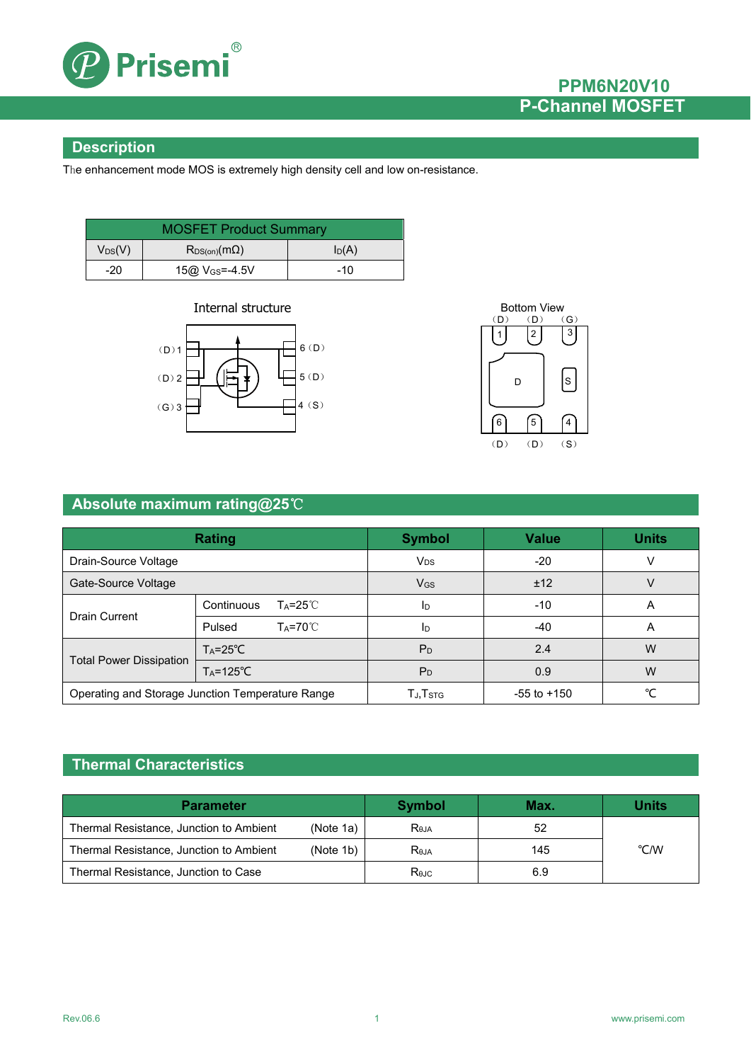# PPM6N20V10

## P-Channel MOSFET

## Description

The enhancement mode MOS is extremely high density cell and low on-resistance.

| MOSFET Product Summary | | |
|---|---|---|
| $V_{DS}$(V) | $R_{DS(on)}$(mΩ) | $I_D$(A) |
| -20 | 15@ $V_{GS}$=-4.5V | -10 |

Internal structure

（D）1 6（D）
（D）2 5（D）
（G）3 4（S）

Bottom View

（D）（D）（G）
1 2 3
D S
6 5 4
（D）（D）（S）

## Absolute maximum rating@25℃

| Rating | | Symbol | Value | Units |
|---|---|---|---|---|
| Drain-Source Voltage | | $V_{DS}$ | -20 | V |
| Gate-Source Voltage | | $V_{GS}$ | ±12 | V |
| Drain Current | Continuous $T_A$=25℃ | $I_D$ | -10 | A |
| | Pulsed $T_A$=70℃ | $I_D$ | -40 | A |
| Total Power Dissipation | $T_A$=25℃ | $P_D$ | 2.4 | W |
| | $T_A$=125℃ | $P_D$ | 0.9 | W |
| Operating and Storage Junction Temperature Range | | $T_J$,$T_{STG}$ | -55 to +150 | ℃ |

## Thermal Characteristics

| Parameter | Symbol | Max. | Units |
|---|---|---|---|
| Thermal Resistance, Junction to Ambient (Note 1a) | $R_{\theta JA}$ | 52 | ℃/W |
| Thermal Resistance, Junction to Ambient (Note 1b) | $R_{\theta JA}$ | 145 | ℃/W |
| Thermal Resistance, Junction to Case | $R_{\theta JC}$ | 6.9 | ℃/W |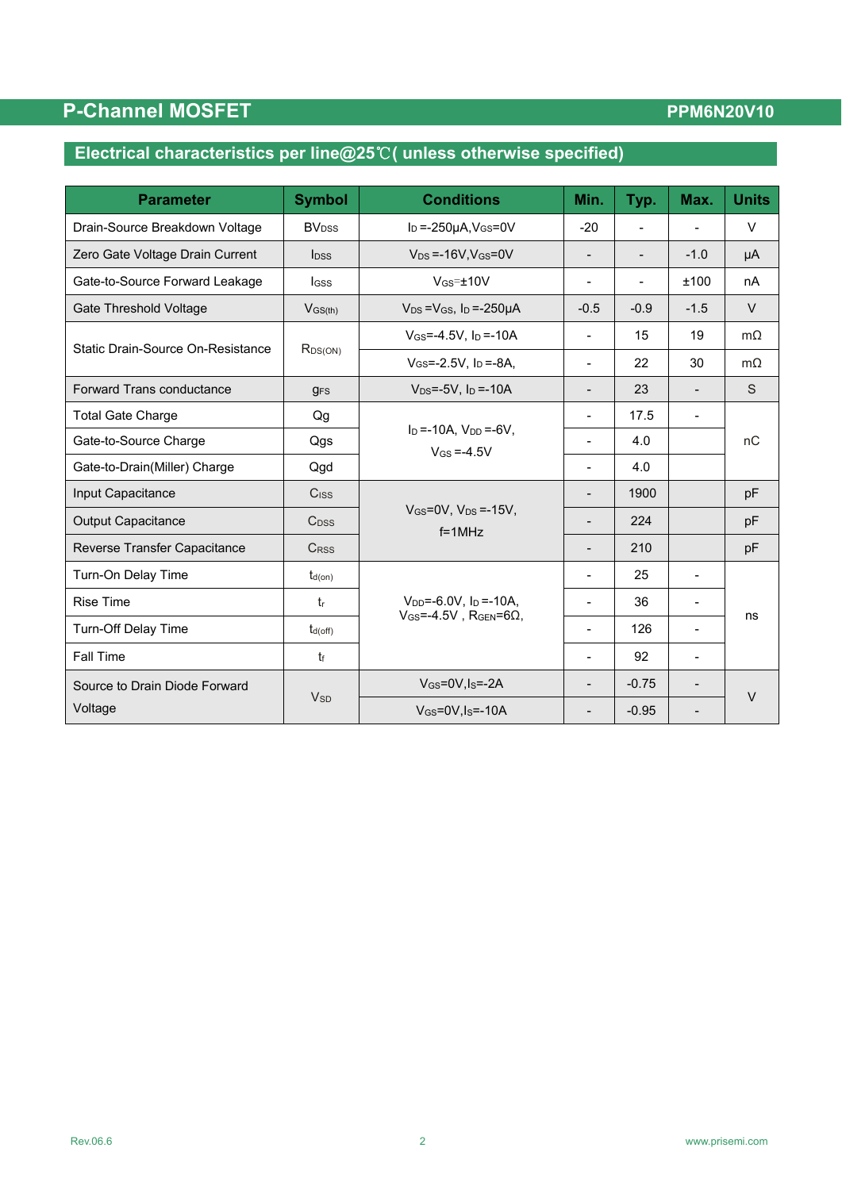## Electrical characteristics per line@25℃( unless otherwise specified)

| Parameter | Symbol | Conditions | Min. | Typ. | Max. | Units |
|---|---|---|---|---|---|---|
| Drain-Source Breakdown Voltage | $BV_{DSS}$ | $I_D$ =-250μA,$V_{GS}$=0V | -20 | - | - | V |
| Zero Gate Voltage Drain Current | $I_{DSS}$ | $V_{DS}$ =-16V,$V_{GS}$=0V | - | - | -1.0 | μA |
| Gate-to-Source Forward Leakage | $I_{GSS}$ | $V_{GS}$=±10V | - | - | ±100 | nA |
| Gate Threshold Voltage | $V_{GS(th)}$ | $V_{DS}$ =$V_{GS}$, $I_D$ =-250μA | -0.5 | -0.9 | -1.5 | V |
| Static Drain-Source On-Resistance | $R_{DS(ON)}$ | $V_{GS}$=-4.5V, $I_D$ =-10A | - | 15 | 19 | mΩ |
| | | $V_{GS}$=-2.5V, $I_D$ =-8A, | - | 22 | 30 | mΩ |
| Forward Trans conductance | $g_{FS}$ | $V_{DS}$=-5V, $I_D$ =-10A | - | 23 | - | S |
| Total Gate Charge | Qg | $I_D$ =-10A, $V_{DD}$ =-6V, $V_{GS}$ =-4.5V | - | 17.5 | - | nC |
| Gate-to-Source Charge | Qgs | | - | 4.0 | | |
| Gate-to-Drain(Miller) Charge | Qgd | | - | 4.0 | | |
| Input Capacitance | $C_{ISS}$ | $V_{GS}$=0V, $V_{DS}$ =-15V, f=1MHz | - | 1900 | | pF |
| Output Capacitance | $C_{DSS}$ | | - | 224 | | pF |
| Reverse Transfer Capacitance | $C_{RSS}$ | | - | 210 | | pF |
| Turn-On Delay Time | $t_{d(on)}$ | $V_{DD}$=-6.0V, $I_D$ =-10A, $V_{GS}$=-4.5V , $R_{GEN}$=6Ω, | - | 25 | - | ns |
| Rise Time | $t_r$ | | - | 36 | - | |
| Turn-Off Delay Time | $t_{d(off)}$ | | - | 126 | - | |
| Fall Time | $t_f$ | | - | 92 | - | |
| Source to Drain Diode Forward Voltage | $V_{SD}$ | $V_{GS}$=0V,$I_S$=-2A | - | -0.75 | - | V |
| | | $V_{GS}$=0V,$I_S$=-10A | - | -0.95 | - | |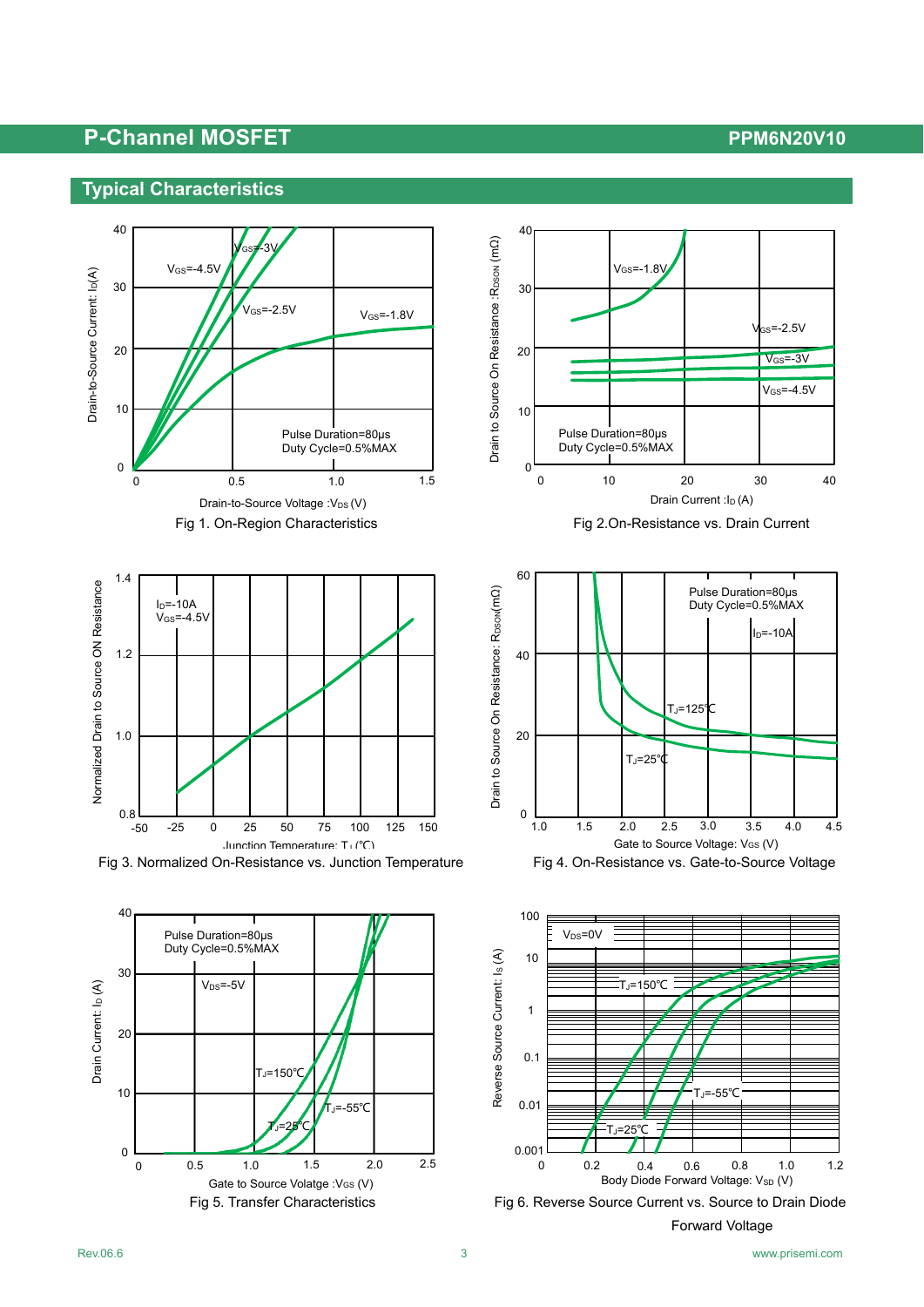## Typical Characteristics

Fig 1. On-Region Characteristics

Fig 2.On-Resistance vs. Drain Current

Fig 3. Normalized On-Resistance vs. Junction Temperature

Fig 4. On-Resistance vs. Gate-to-Source Voltage

Fig 5. Transfer Characteristics

Fig 6. Reverse Source Current vs. Source to Drain Diode Forward Voltage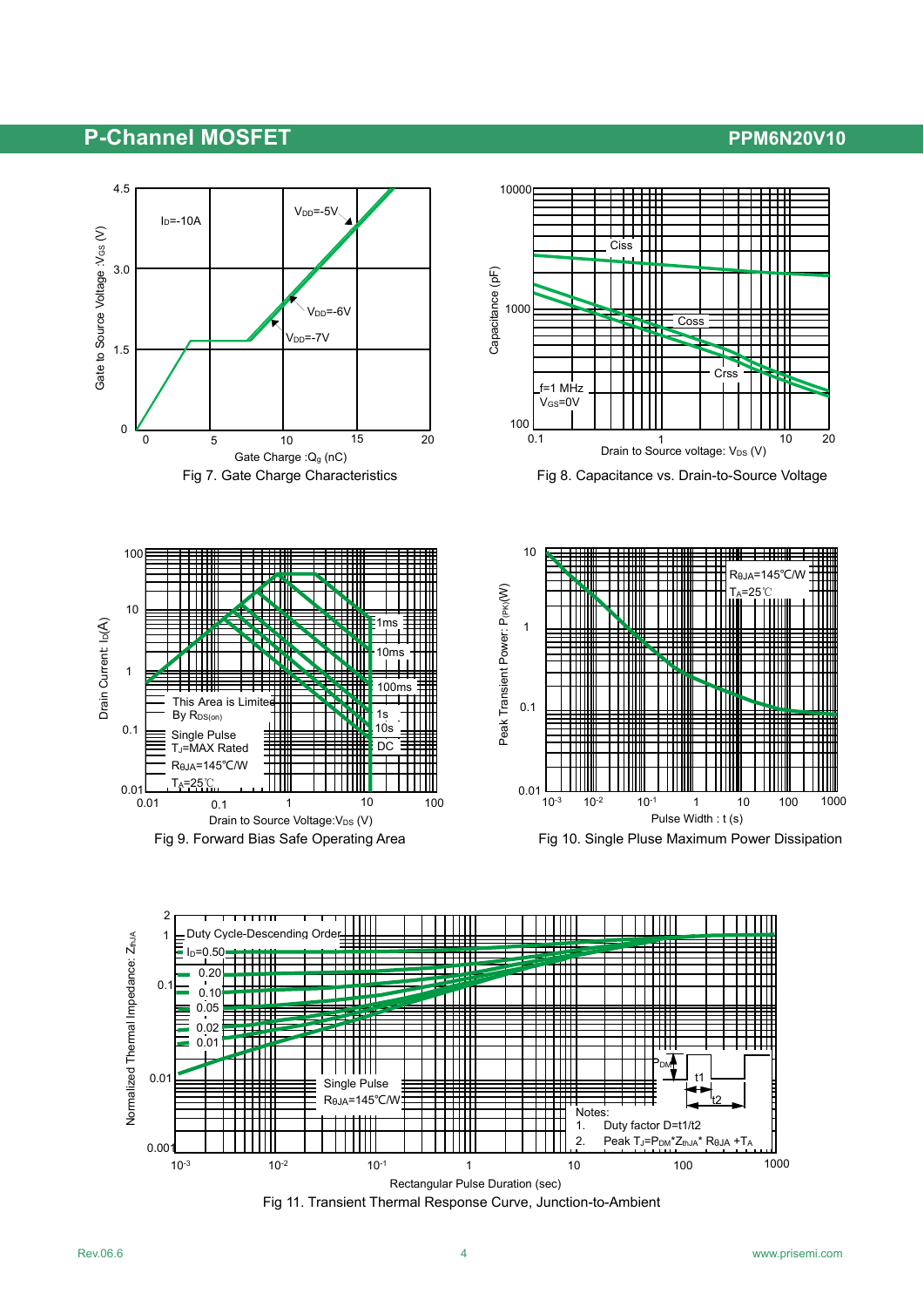Fig 7. Gate Charge Characteristics

Fig 8. Capacitance vs. Drain-to-Source Voltage

Fig 9. Forward Bias Safe Operating Area

Fig 10. Single Pluse Maximum Power Dissipation

Fig 11. Transient Thermal Response Curve, Junction-to-Ambient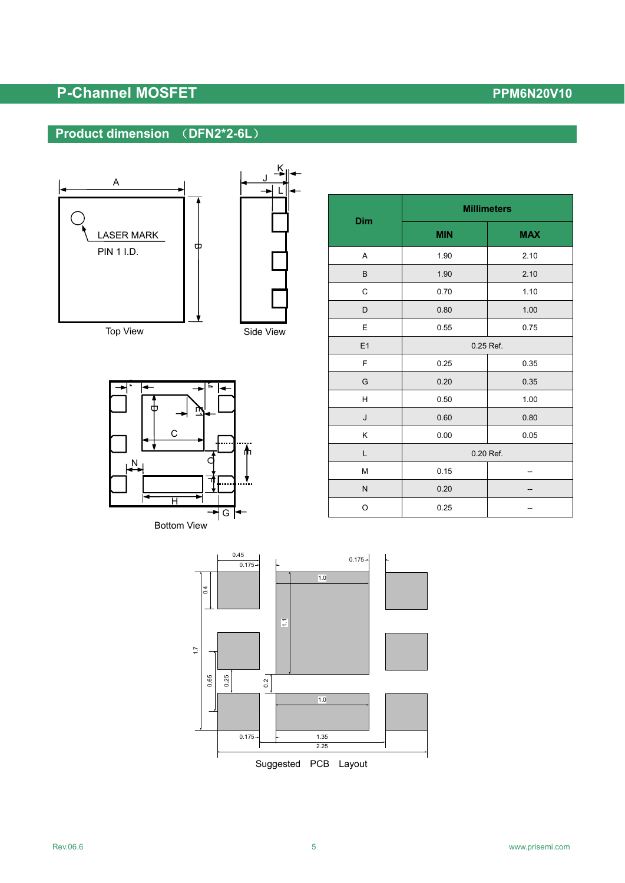## Product dimension （DFN2*2-6L）

Top View

LASER MARK

PIN 1 I.D.

Side View

Bottom View

| Dim | Millimeters | |
|---|---|---|
| | MIN | MAX |
| A | 1.90 | 2.10 |
| B | 1.90 | 2.10 |
| C | 0.70 | 1.10 |
| D | 0.80 | 1.00 |
| E | 0.55 | 0.75 |
| E1 | 0.25 Ref. | |
| F | 0.25 | 0.35 |
| G | 0.20 | 0.35 |
| H | 0.50 | 1.00 |
| J | 0.60 | 0.80 |
| K | 0.00 | 0.05 |
| L | 0.20 Ref. | |
| M | 0.15 | -- |
| N | 0.20 | -- |
| O | 0.25 | -- |

Suggested PCB Layout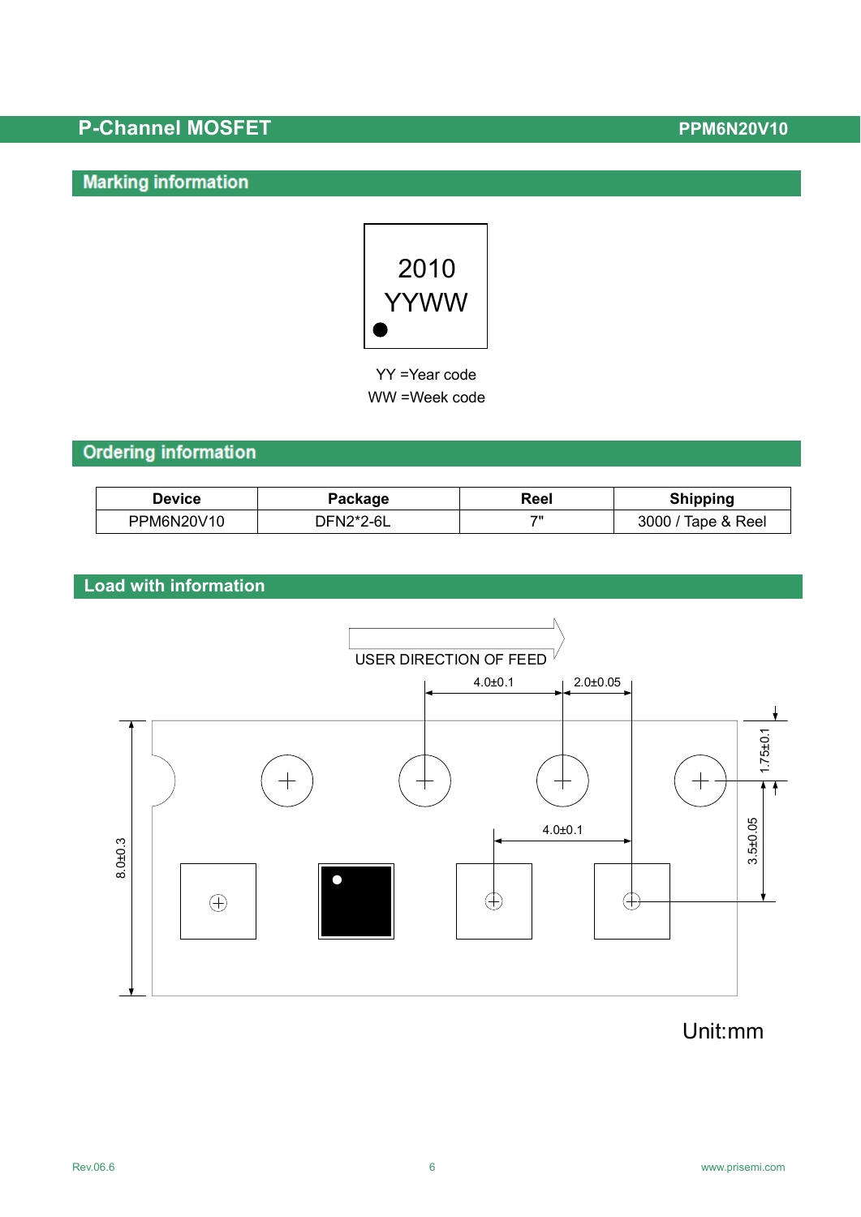## Marking information

2010
YYWW

YY =Year code
WW =Week code

## Ordering information

| Device | Package | Reel | Shipping |
|---|---|---|---|
| PPM6N20V10 | DFN2*2-6L | 7" | 3000 / Tape & Reel |

## Load with information

USER DIRECTION OF FEED

4.0±0.1 2.0±0.05 1.75±0.1 3.5±0.05 4.0±0.1 8.0±0.3

Unit:mm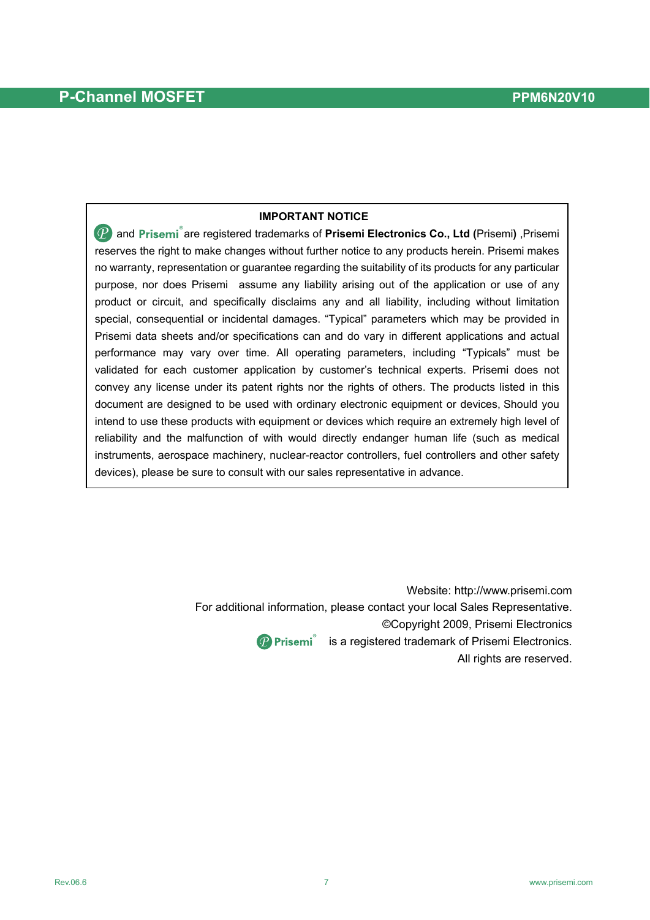## IMPORTANT NOTICE

and Prisemi® are registered trademarks of **Prisemi Electronics Co., Ltd (**Prisemi**)** ,Prisemi reserves the right to make changes without further notice to any products herein. Prisemi makes no warranty, representation or guarantee regarding the suitability of its products for any particular purpose, nor does Prisemi assume any liability arising out of the application or use of any product or circuit, and specifically disclaims any and all liability, including without limitation special, consequential or incidental damages. "Typical" parameters which may be provided in Prisemi data sheets and/or specifications can and do vary in different applications and actual performance may vary over time. All operating parameters, including "Typicals" must be validated for each customer application by customer's technical experts. Prisemi does not convey any license under its patent rights nor the rights of others. The products listed in this document are designed to be used with ordinary electronic equipment or devices, Should you intend to use these products with equipment or devices which require an extremely high level of reliability and the malfunction of with would directly endanger human life (such as medical instruments, aerospace machinery, nuclear-reactor controllers, fuel controllers and other safety devices), please be sure to consult with our sales representative in advance.

Website: http://www.prisemi.com

For additional information, please contact your local Sales Representative.

©Copyright 2009, Prisemi Electronics

Prisemi® is a registered trademark of Prisemi Electronics.

All rights are reserved.